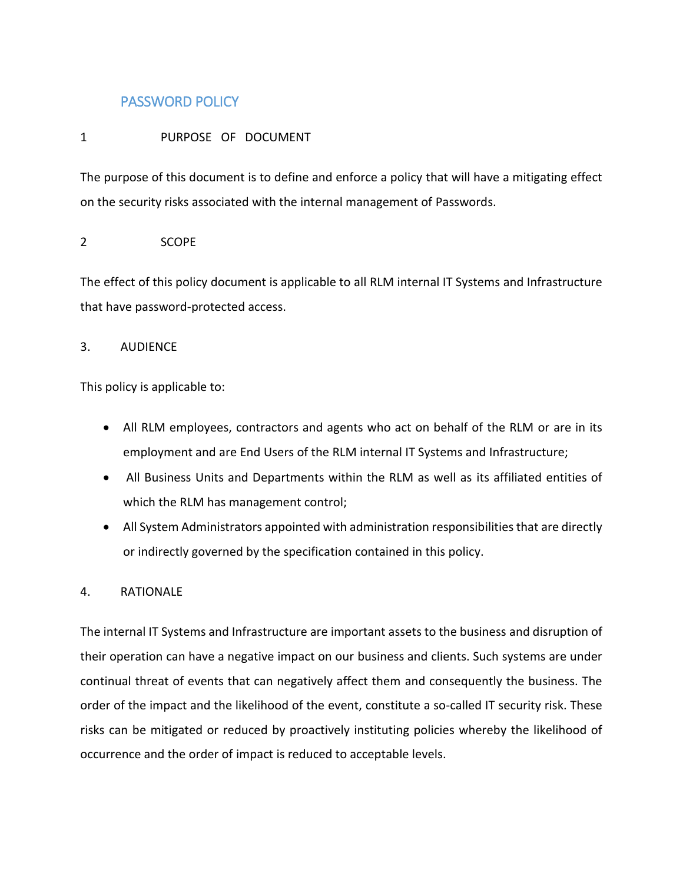# PASSWORD POLICY

## 1 PURPOSE OF DOCUMENT

The purpose of this document is to define and enforce a policy that will have a mitigating effect on the security risks associated with the internal management of Passwords.

## 2 SCOPE

The effect of this policy document is applicable to all RLM internal IT Systems and Infrastructure that have password-protected access.

## 3. AUDIENCE

This policy is applicable to:

- All RLM employees, contractors and agents who act on behalf of the RLM or are in its employment and are End Users of the RLM internal IT Systems and Infrastructure;
- All Business Units and Departments within the RLM as well as its affiliated entities of which the RLM has management control;
- All System Administrators appointed with administration responsibilities that are directly or indirectly governed by the specification contained in this policy.

## 4. RATIONALE

The internal IT Systems and Infrastructure are important assets to the business and disruption of their operation can have a negative impact on our business and clients. Such systems are under continual threat of events that can negatively affect them and consequently the business. The order of the impact and the likelihood of the event, constitute a so-called IT security risk. These risks can be mitigated or reduced by proactively instituting policies whereby the likelihood of occurrence and the order of impact is reduced to acceptable levels.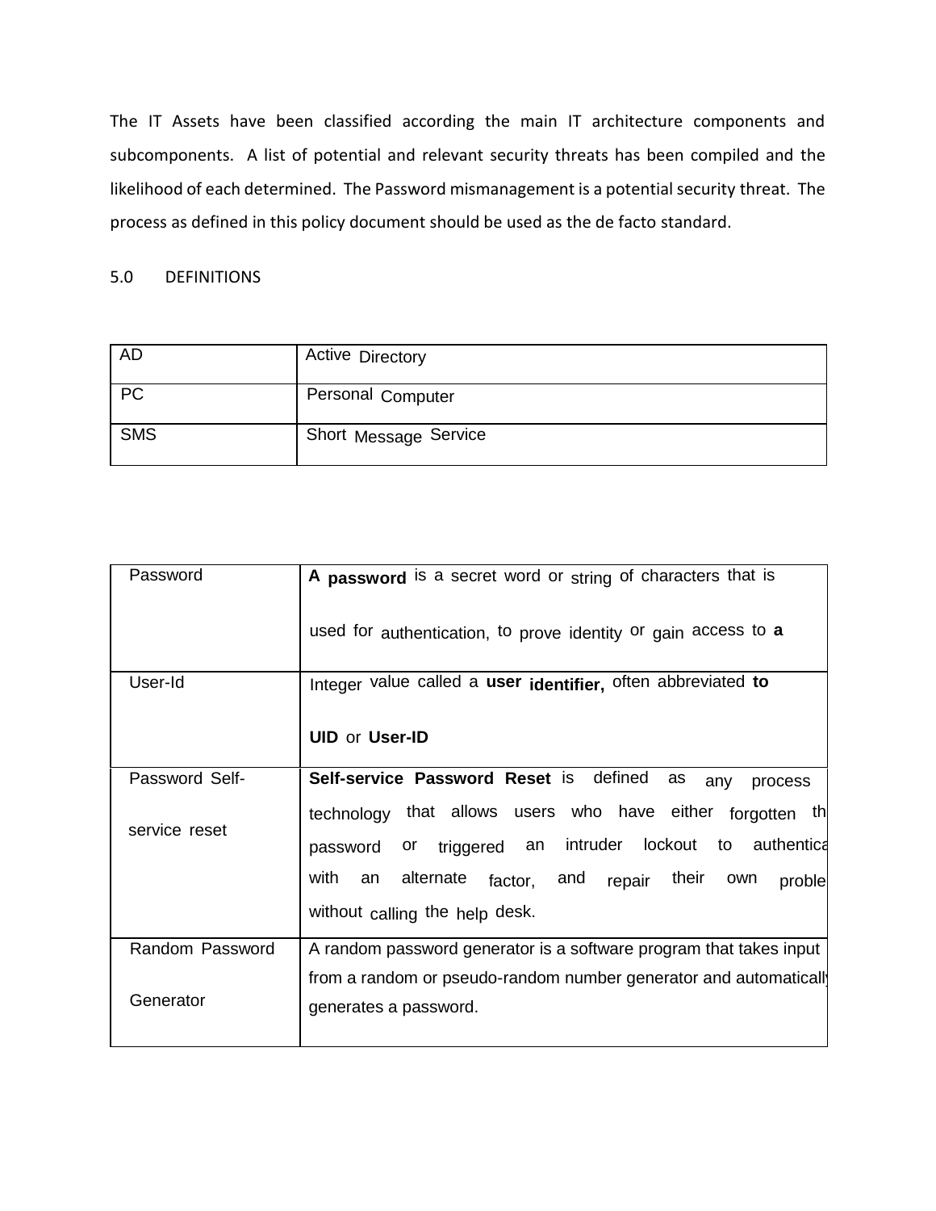The IT Assets have been classified according the main IT architecture components and subcomponents. A list of potential and relevant security threats has been compiled and the likelihood of each determined. The Password mismanagement is a potential security threat. The process as defined in this policy document should be used as the de facto standard.

## 5.0 DEFINITIONS

| | |
|---|---|
| AD | Active Directory |
| PC | Personal Computer |
| SMS | Short Message Service |

| | |
|---|---|
| Password | **A password** is a secret word or string of characters that is used for authentication, to prove identity or gain access to **a** |
| User-Id | Integer value called a **user identifier,** often abbreviated **to UID** or **User-ID** |
| Password Self-service reset | **Self-service Password Reset** is defined as any process technology that allows users who have either forgotten th password or triggered an intruder lockout to authentica with an alternate factor, and repair their own proble without calling the help desk. |
| Random Password Generator | A random password generator is a software program that takes input from a random or pseudo-random number generator and automaticall generates a password. |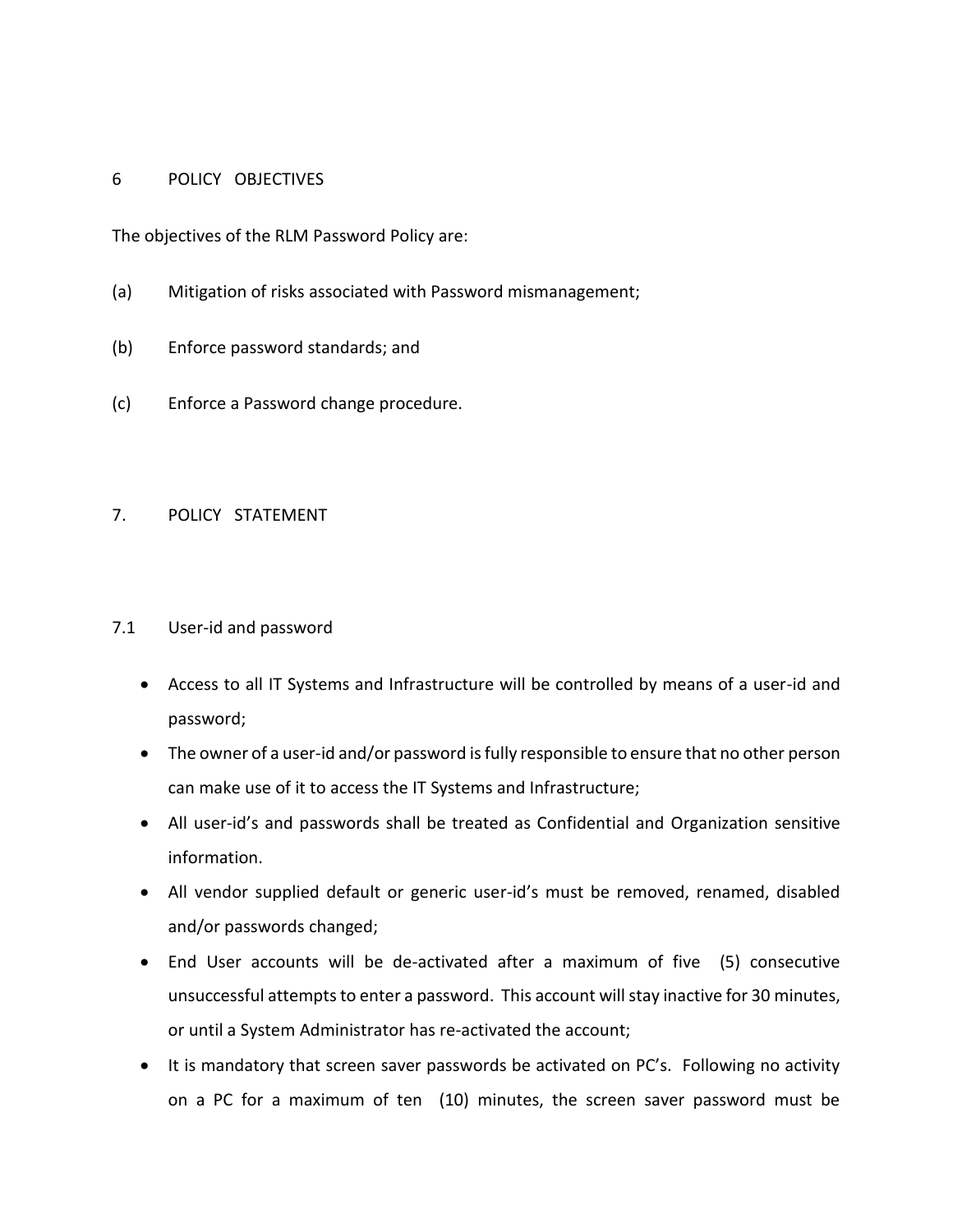## 6 POLICY OBJECTIVES

The objectives of the RLM Password Policy are:

(a) Mitigation of risks associated with Password mismanagement;

(b) Enforce password standards; and

(c) Enforce a Password change procedure.

## 7. POLICY STATEMENT

### 7.1 User-id and password

- Access to all IT Systems and Infrastructure will be controlled by means of a user-id and password;
- The owner of a user-id and/or password is fully responsible to ensure that no other person can make use of it to access the IT Systems and Infrastructure;
- All user-id's and passwords shall be treated as Confidential and Organization sensitive information.
- All vendor supplied default or generic user-id's must be removed, renamed, disabled and/or passwords changed;
- End User accounts will be de-activated after a maximum of five (5) consecutive unsuccessful attempts to enter a password. This account will stay inactive for 30 minutes, or until a System Administrator has re-activated the account;
- It is mandatory that screen saver passwords be activated on PC's. Following no activity on a PC for a maximum of ten (10) minutes, the screen saver password must be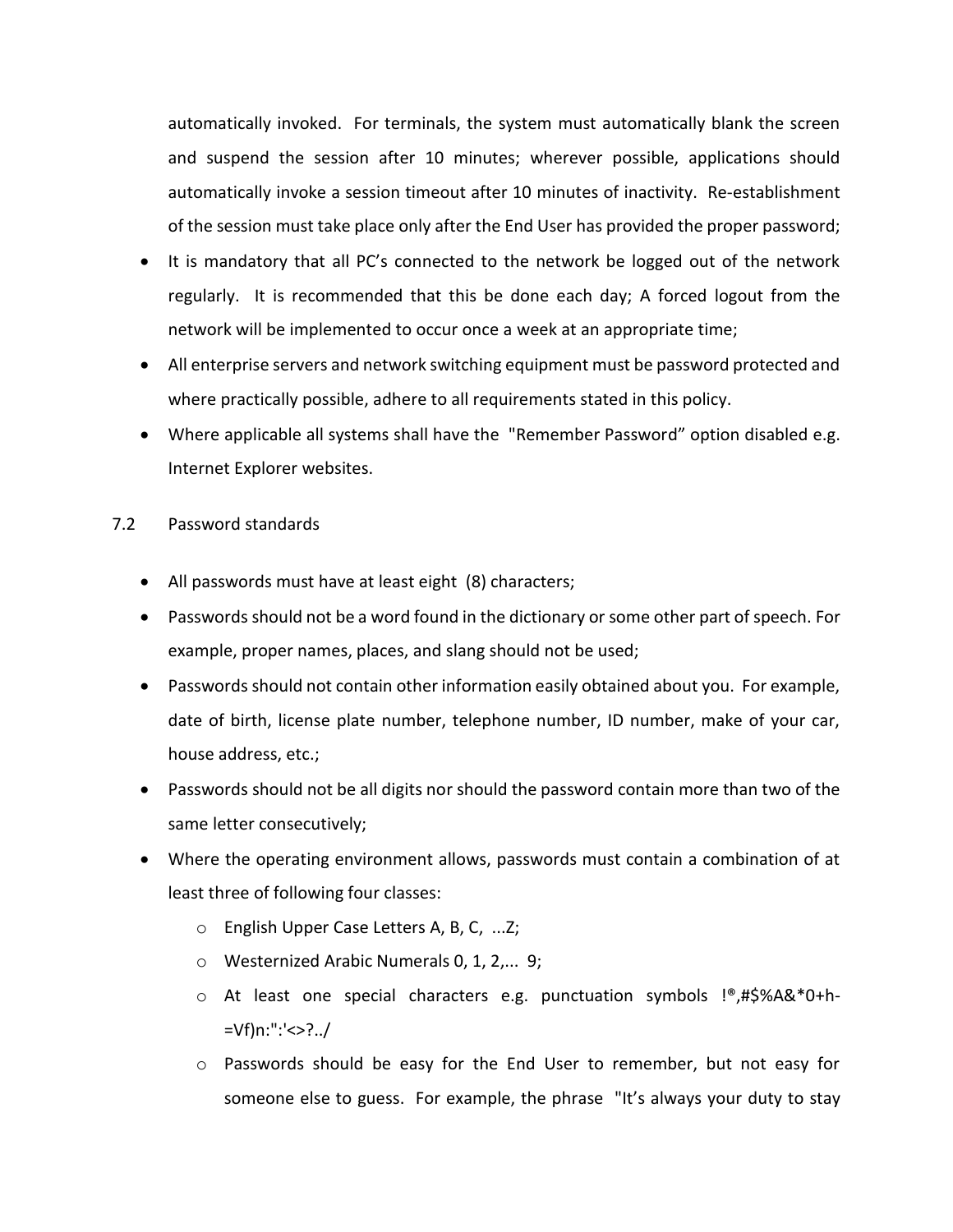automatically invoked. For terminals, the system must automatically blank the screen and suspend the session after 10 minutes; wherever possible, applications should automatically invoke a session timeout after 10 minutes of inactivity. Re-establishment of the session must take place only after the End User has provided the proper password;

- It is mandatory that all PC's connected to the network be logged out of the network regularly. It is recommended that this be done each day; A forced logout from the network will be implemented to occur once a week at an appropriate time;
- All enterprise servers and network switching equipment must be password protected and where practically possible, adhere to all requirements stated in this policy.
- Where applicable all systems shall have the "Remember Password" option disabled e.g. Internet Explorer websites.

7.2 Password standards

- All passwords must have at least eight (8) characters;
- Passwords should not be a word found in the dictionary or some other part of speech. For example, proper names, places, and slang should not be used;
- Passwords should not contain other information easily obtained about you. For example, date of birth, license plate number, telephone number, ID number, make of your car, house address, etc.;
- Passwords should not be all digits nor should the password contain more than two of the same letter consecutively;
- Where the operating environment allows, passwords must contain a combination of at least three of following four classes:
    - English Upper Case Letters A, B, C, ...Z;
    - Westernized Arabic Numerals 0, 1, 2,... 9;
    - At least one special characters e.g. punctuation symbols !®,#$%A&*0+h-=Vf)n:":'<>?../
    - Passwords should be easy for the End User to remember, but not easy for someone else to guess. For example, the phrase "It's always your duty to stay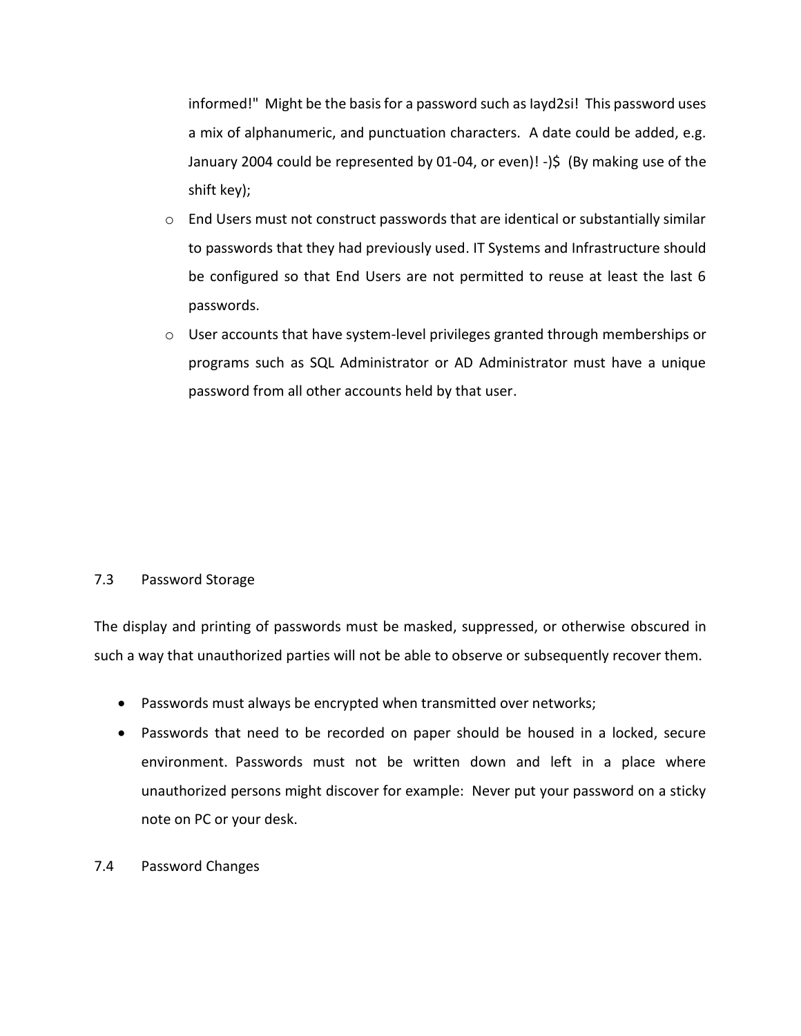informed!" Might be the basis for a password such as Iayd2si! This password uses a mix of alphanumeric, and punctuation characters. A date could be added, e.g. January 2004 could be represented by 01-04, or even)! -)$ (By making use of the shift key);

- End Users must not construct passwords that are identical or substantially similar to passwords that they had previously used. IT Systems and Infrastructure should be configured so that End Users are not permitted to reuse at least the last 6 passwords.
- User accounts that have system-level privileges granted through memberships or programs such as SQL Administrator or AD Administrator must have a unique password from all other accounts held by that user.

### 7.3 Password Storage

The display and printing of passwords must be masked, suppressed, or otherwise obscured in such a way that unauthorized parties will not be able to observe or subsequently recover them.

- Passwords must always be encrypted when transmitted over networks;
- Passwords that need to be recorded on paper should be housed in a locked, secure environment. Passwords must not be written down and left in a place where unauthorized persons might discover for example: Never put your password on a sticky note on PC or your desk.

### 7.4 Password Changes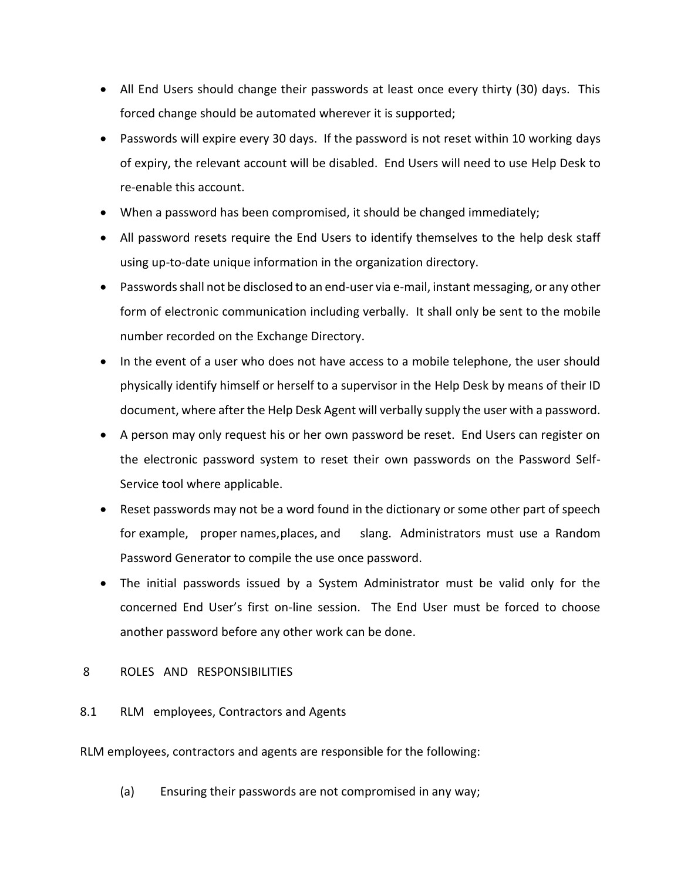- All End Users should change their passwords at least once every thirty (30) days. This forced change should be automated wherever it is supported;
- Passwords will expire every 30 days. If the password is not reset within 10 working days of expiry, the relevant account will be disabled. End Users will need to use Help Desk to re-enable this account.
- When a password has been compromised, it should be changed immediately;
- All password resets require the End Users to identify themselves to the help desk staff using up-to-date unique information in the organization directory.
- Passwords shall not be disclosed to an end-user via e-mail, instant messaging, or any other form of electronic communication including verbally. It shall only be sent to the mobile number recorded on the Exchange Directory.
- In the event of a user who does not have access to a mobile telephone, the user should physically identify himself or herself to a supervisor in the Help Desk by means of their ID document, where after the Help Desk Agent will verbally supply the user with a password.
- A person may only request his or her own password be reset. End Users can register on the electronic password system to reset their own passwords on the Password Self-Service tool where applicable.
- Reset passwords may not be a word found in the dictionary or some other part of speech for example, proper names, places, and slang. Administrators must use a Random Password Generator to compile the use once password.
- The initial passwords issued by a System Administrator must be valid only for the concerned End User's first on-line session. The End User must be forced to choose another password before any other work can be done.

## 8 ROLES AND RESPONSIBILITIES

### 8.1 RLM employees, Contractors and Agents

RLM employees, contractors and agents are responsible for the following:

(a) Ensuring their passwords are not compromised in any way;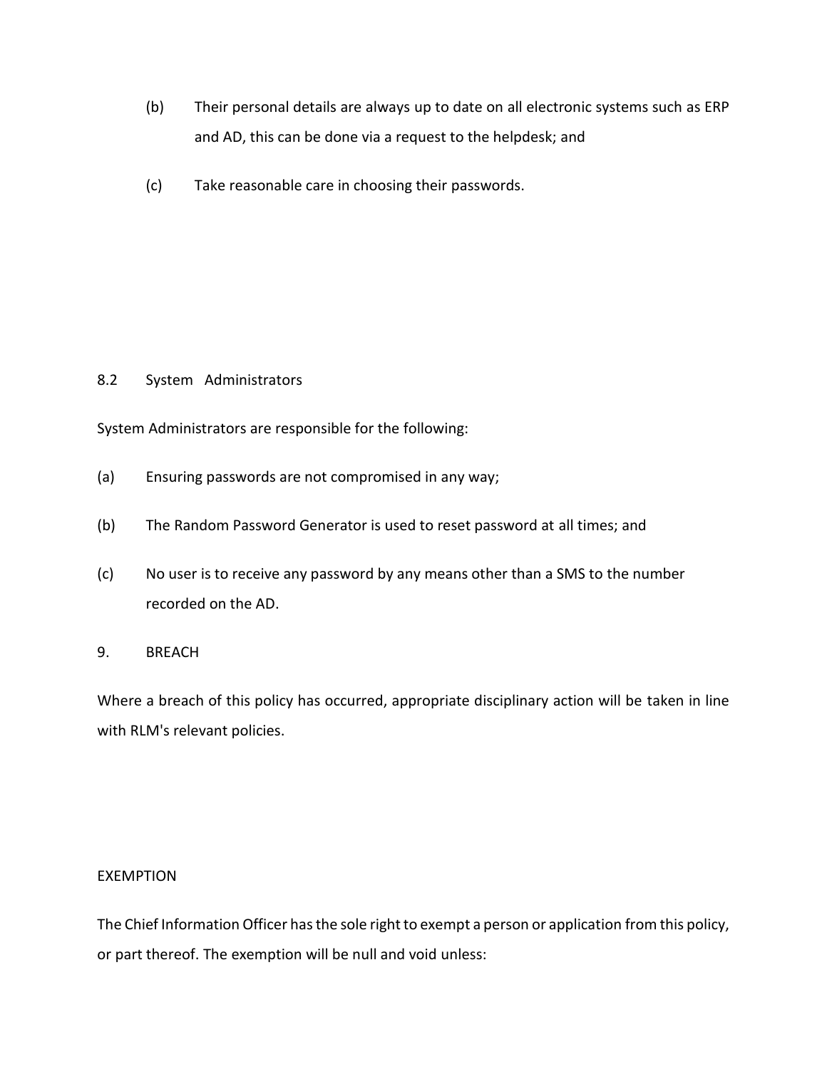(b) Their personal details are always up to date on all electronic systems such as ERP and AD, this can be done via a request to the helpdesk; and

(c) Take reasonable care in choosing their passwords.

### 8.2 System Administrators

System Administrators are responsible for the following:

(a) Ensuring passwords are not compromised in any way;

(b) The Random Password Generator is used to reset password at all times; and

(c) No user is to receive any password by any means other than a SMS to the number recorded on the AD.

## 9. BREACH

Where a breach of this policy has occurred, appropriate disciplinary action will be taken in line with RLM's relevant policies.

## EXEMPTION

The Chief Information Officer has the sole right to exempt a person or application from this policy, or part thereof. The exemption will be null and void unless: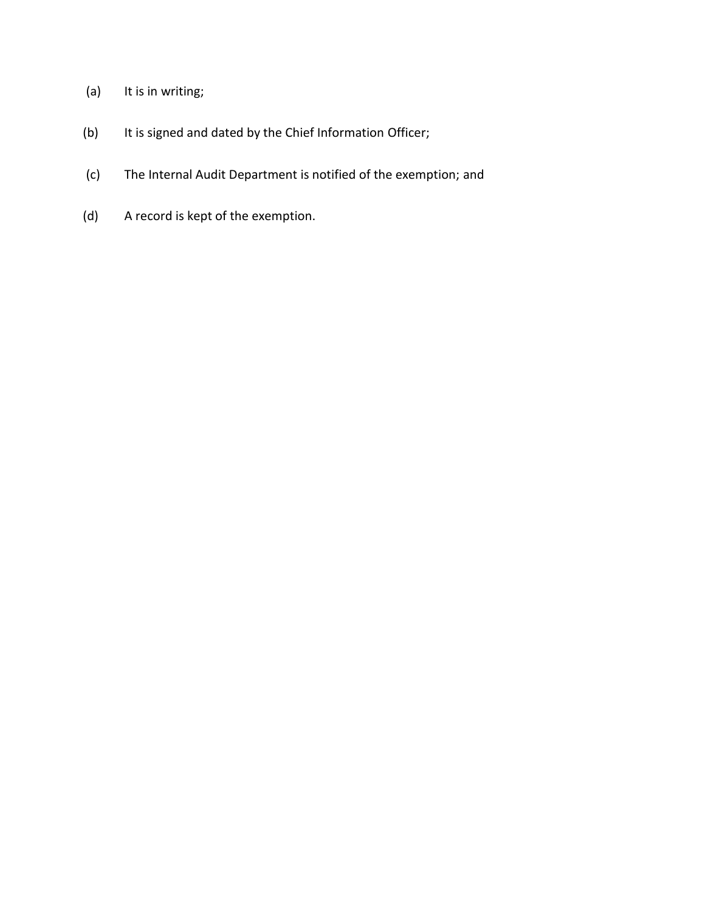(a) It is in writing;

(b) It is signed and dated by the Chief Information Officer;

(c) The Internal Audit Department is notified of the exemption; and

(d) A record is kept of the exemption.